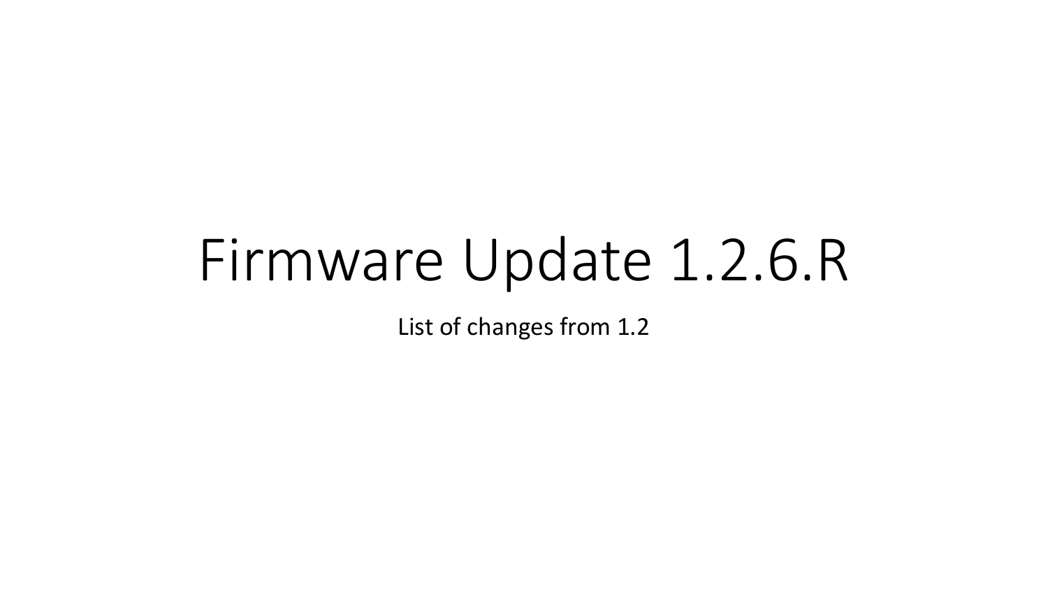# Firmware Update 1.2.6.R

List of changes from 1.2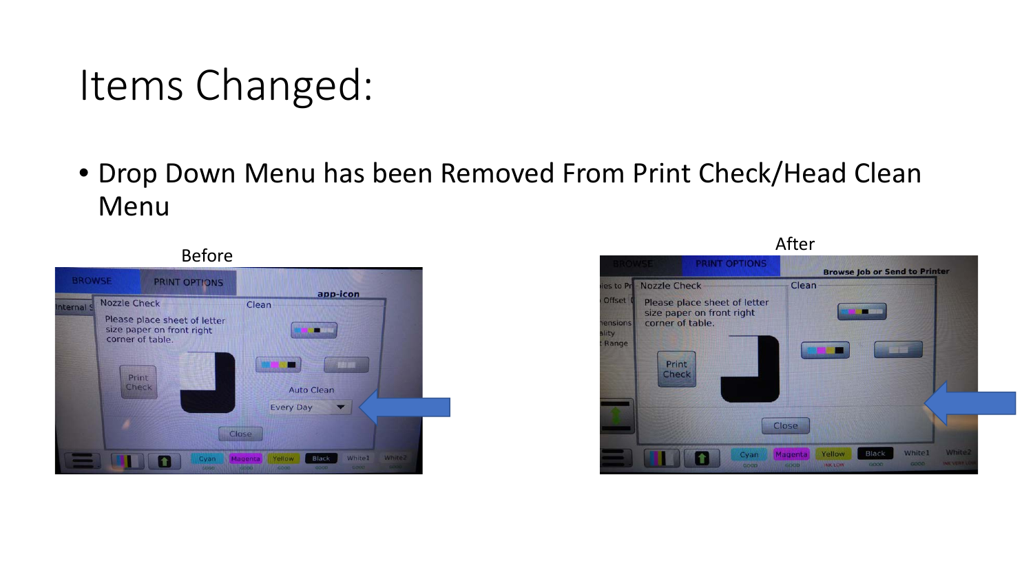# Items Changed:

- Drop Down Menu has been Removed From Print Check/Head Clean Menu

Before

After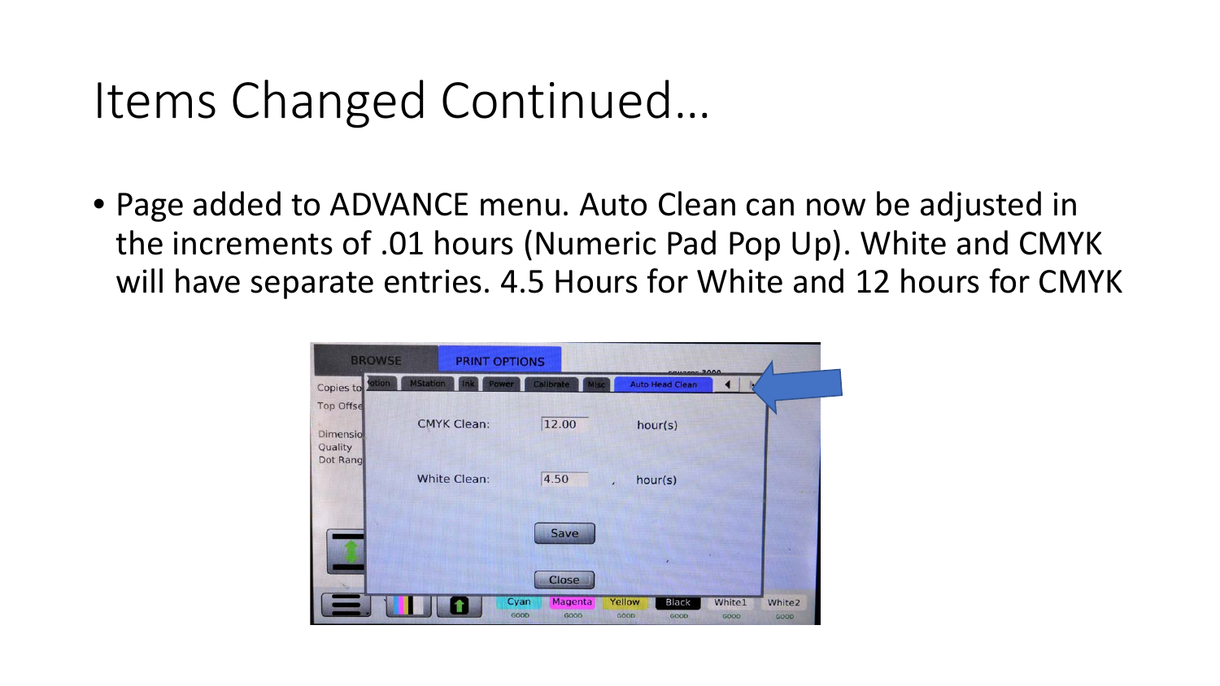# Items Changed Continued…

- Page added to ADVANCE menu. Auto Clean can now be adjusted in the increments of .01 hours (Numeric Pad Pop Up). White and CMYK will have separate entries. 4.5 Hours for White and 12 hours for CMYK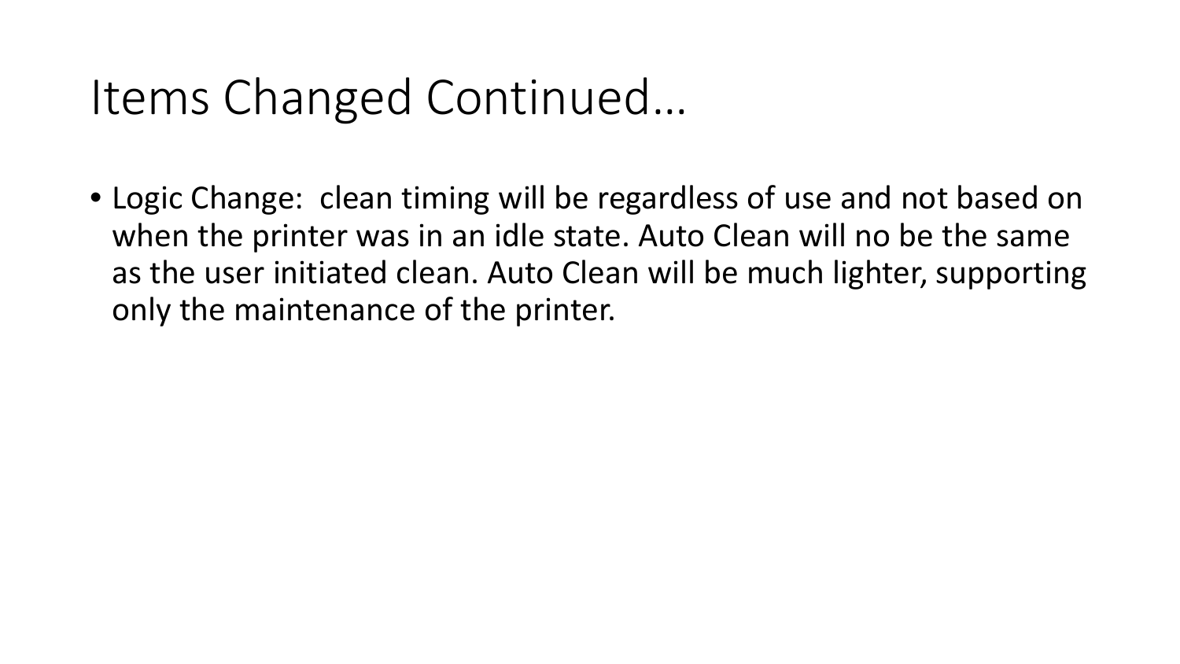# Items Changed Continued…

- Logic Change:  clean timing will be regardless of use and not based on when the printer was in an idle state. Auto Clean will no be the same as the user initiated clean. Auto Clean will be much lighter, supporting only the maintenance of the printer.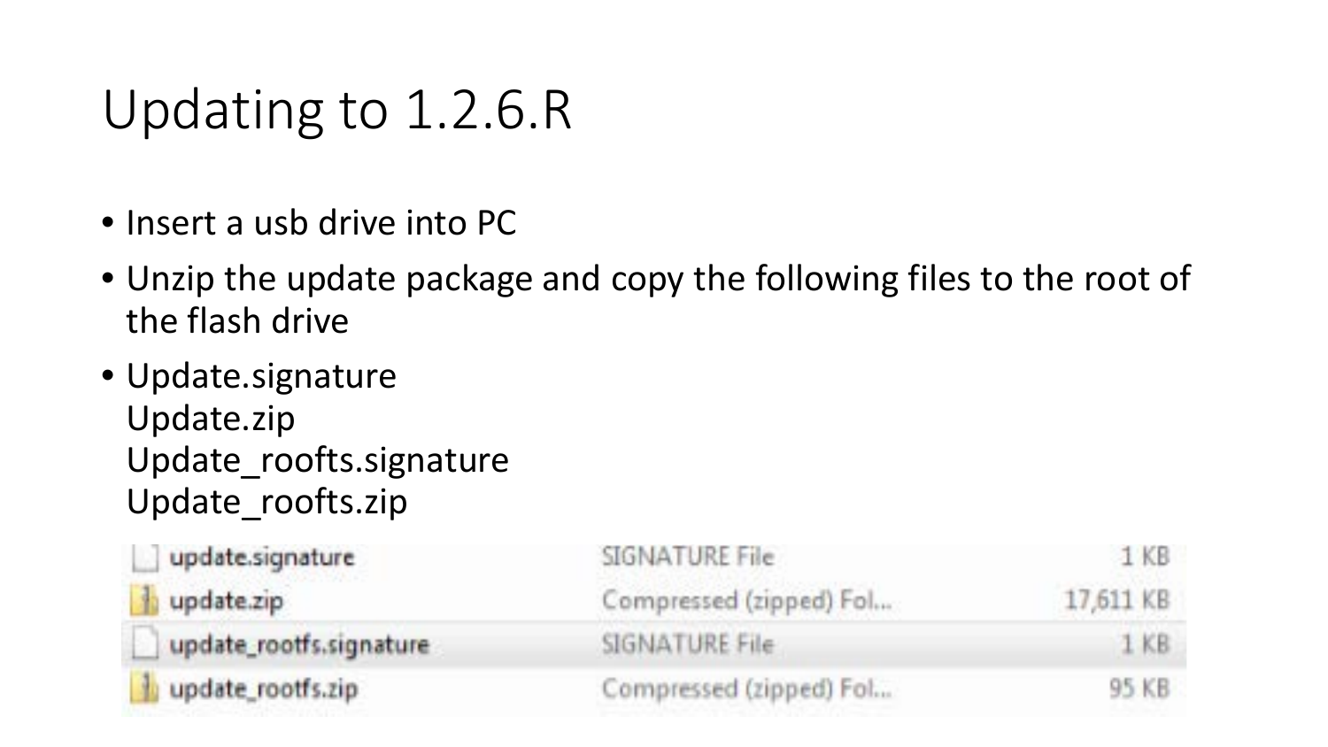# Updating to 1.2.6.R

- Insert a usb drive into PC
- Unzip the update package and copy the following files to the root of the flash drive
- Update.signature
  Update.zip
  Update_roofts.signature
  Update_roofts.zip

| | | |
|---|---|---|
| update.signature | SIGNATURE File | 1 KB |
| update.zip | Compressed (zipped) Fol... | 17,611 KB |
| update_rootfs.signature | SIGNATURE File | 1 KB |
| update_rootfs.zip | Compressed (zipped) Fol... | 95 KB |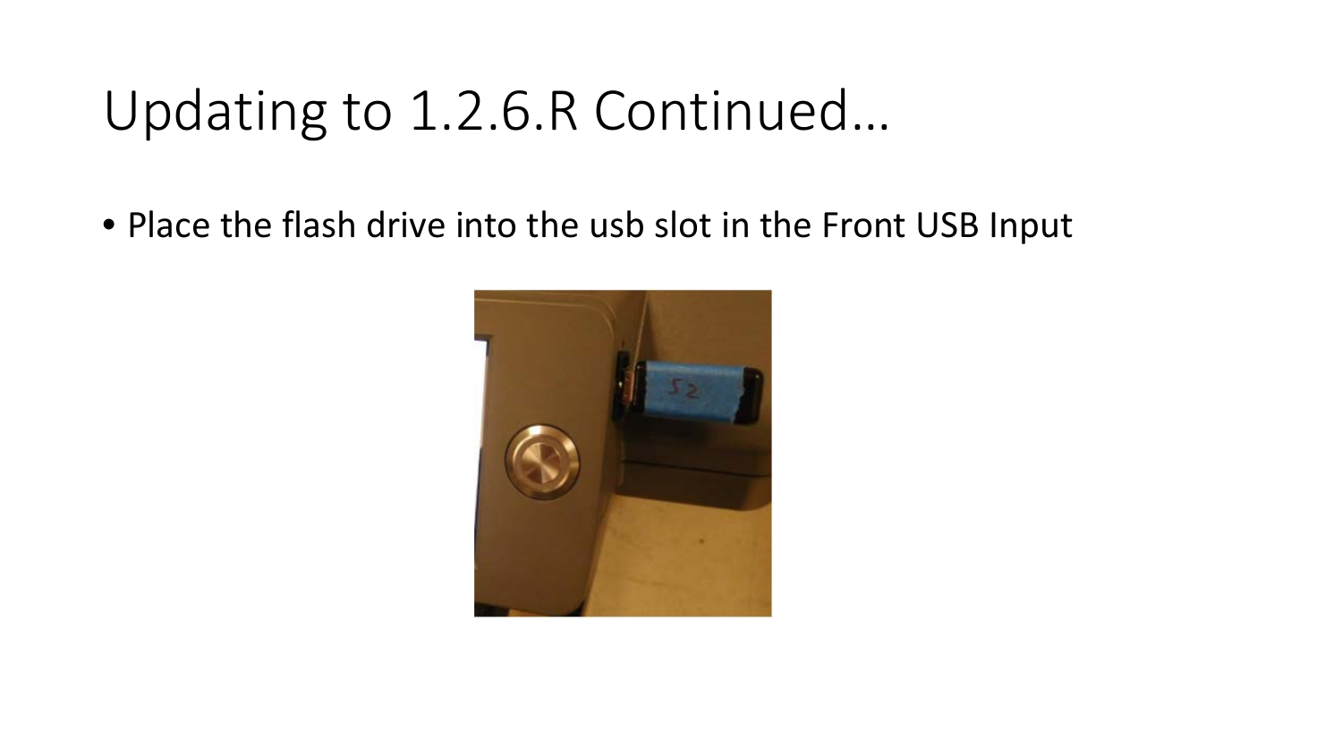# Updating to 1.2.6.R Continued…

- Place the flash drive into the usb slot in the Front USB Input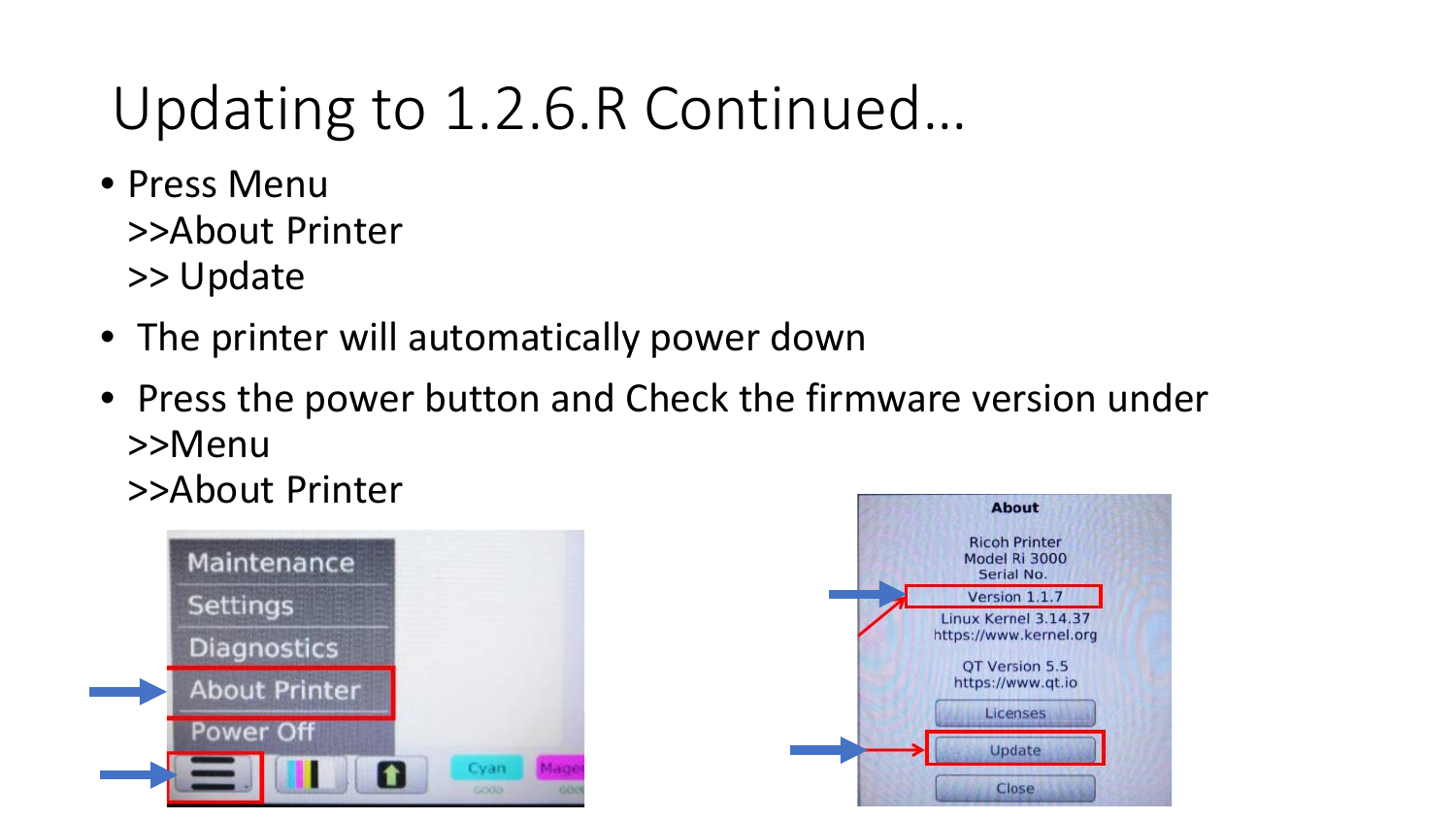# Updating to 1.2.6.R Continued…

- Press Menu
  >>About Printer
  >> Update
- The printer will automatically power down
- Press the power button and Check the firmware version under
  >>Menu
  >>About Printer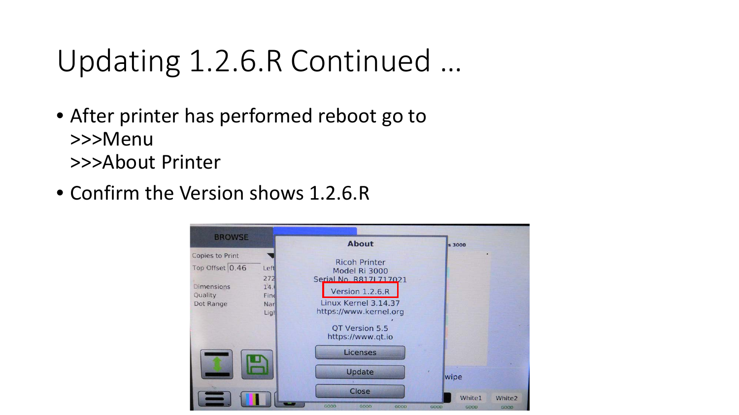# Updating 1.2.6.R Continued …

- After printer has performed reboot go to
  >>>Menu
  >>>About Printer
- Confirm the Version shows 1.2.6.R